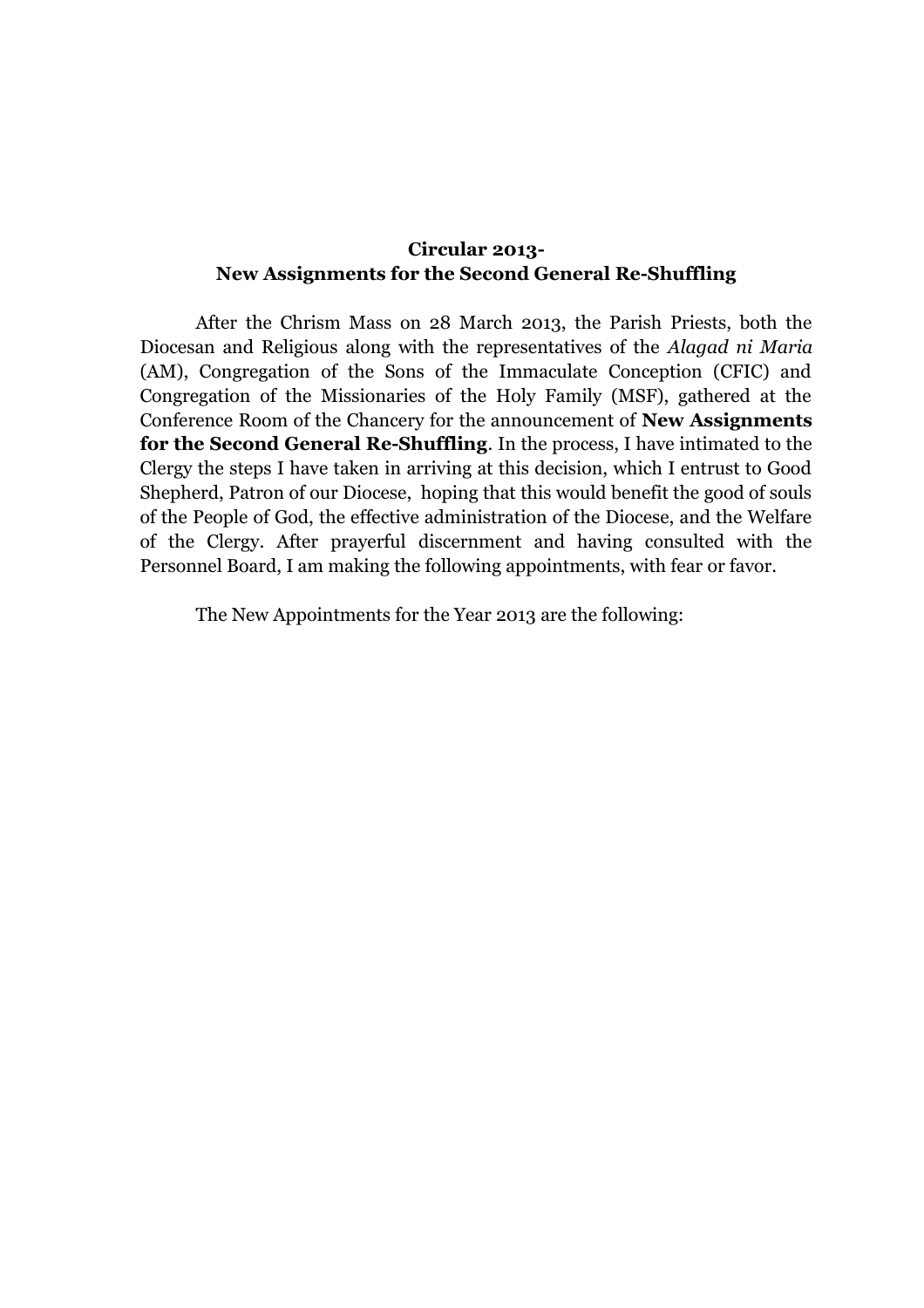**Circular 2013-**
**New Assignments for the Second General Re-Shuffling**

After the Chrism Mass on 28 March 2013, the Parish Priests, both the Diocesan and Religious along with the representatives of the *Alagad ni Maria* (AM), Congregation of the Sons of the Immaculate Conception (CFIC) and Congregation of the Missionaries of the Holy Family (MSF), gathered at the Conference Room of the Chancery for the announcement of **New Assignments for the Second General Re-Shuffling**. In the process, I have intimated to the Clergy the steps I have taken in arriving at this decision, which I entrust to Good Shepherd, Patron of our Diocese, hoping that this would benefit the good of souls of the People of God, the effective administration of the Diocese, and the Welfare of the Clergy. After prayerful discernment and having consulted with the Personnel Board, I am making the following appointments, with fear or favor.

The New Appointments for the Year 2013 are the following: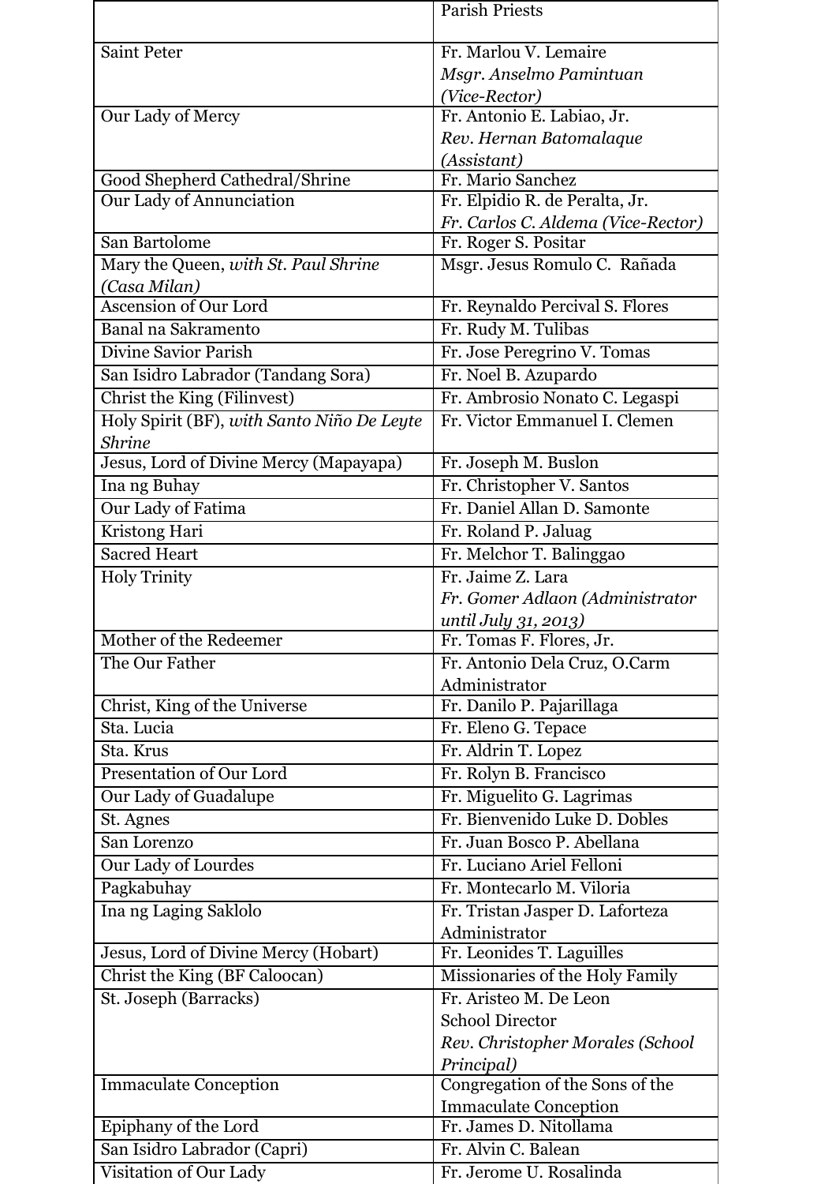| | Parish Priests |
|---|---|
| Saint Peter | Fr. Marlou V. Lemaire<br>*Msgr. Anselmo Pamintuan (Vice-Rector)* |
| Our Lady of Mercy | Fr. Antonio E. Labiao, Jr.<br>*Rev. Hernan Batomalaque (Assistant)* |
| Good Shepherd Cathedral/Shrine | Fr. Mario Sanchez |
| Our Lady of Annunciation | Fr. Elpidio R. de Peralta, Jr.<br>*Fr. Carlos C. Aldema (Vice-Rector)* |
| San Bartolome | Fr. Roger S. Positar |
| Mary the Queen, *with St. Paul Shrine (Casa Milan)* | Msgr. Jesus Romulo C. Rañada |
| Ascension of Our Lord | Fr. Reynaldo Percival S. Flores |
| Banal na Sakramento | Fr. Rudy M. Tulibas |
| Divine Savior Parish | Fr. Jose Peregrino V. Tomas |
| San Isidro Labrador (Tandang Sora) | Fr. Noel B. Azupardo |
| Christ the King (Filinvest) | Fr. Ambrosio Nonato C. Legaspi |
| Holy Spirit (BF), *with Santo Niño De Leyte Shrine* | Fr. Victor Emmanuel I. Clemen |
| Jesus, Lord of Divine Mercy (Mapayapa) | Fr. Joseph M. Buslon |
| Ina ng Buhay | Fr. Christopher V. Santos |
| Our Lady of Fatima | Fr. Daniel Allan D. Samonte |
| Kristong Hari | Fr. Roland P. Jaluag |
| Sacred Heart | Fr. Melchor T. Balinggao |
| Holy Trinity | Fr. Jaime Z. Lara<br>*Fr. Gomer Adlaon (Administrator until July 31, 2013)* |
| Mother of the Redeemer | Fr. Tomas F. Flores, Jr. |
| The Our Father | Fr. Antonio Dela Cruz, O.Carm Administrator |
| Christ, King of the Universe | Fr. Danilo P. Pajarillaga |
| Sta. Lucia | Fr. Eleno G. Tepace |
| Sta. Krus | Fr. Aldrin T. Lopez |
| Presentation of Our Lord | Fr. Rolyn B. Francisco |
| Our Lady of Guadalupe | Fr. Miguelito G. Lagrimas |
| St. Agnes | Fr. Bienvenido Luke D. Dobles |
| San Lorenzo | Fr. Juan Bosco P. Abellana |
| Our Lady of Lourdes | Fr. Luciano Ariel Felloni |
| Pagkabuhay | Fr. Montecarlo M. Viloria |
| Ina ng Laging Saklolo | Fr. Tristan Jasper D. Laforteza Administrator |
| Jesus, Lord of Divine Mercy (Hobart) | Fr. Leonides T. Laguilles |
| Christ the King (BF Caloocan) | Missionaries of the Holy Family |
| St. Joseph (Barracks) | Fr. Aristeo M. De Leon<br>School Director<br>*Rev. Christopher Morales (School Principal)* |
| Immaculate Conception | Congregation of the Sons of the Immaculate Conception |
| Epiphany of the Lord | Fr. James D. Nitollama |
| San Isidro Labrador (Capri) | Fr. Alvin C. Balean |
| Visitation of Our Lady | Fr. Jerome U. Rosalinda |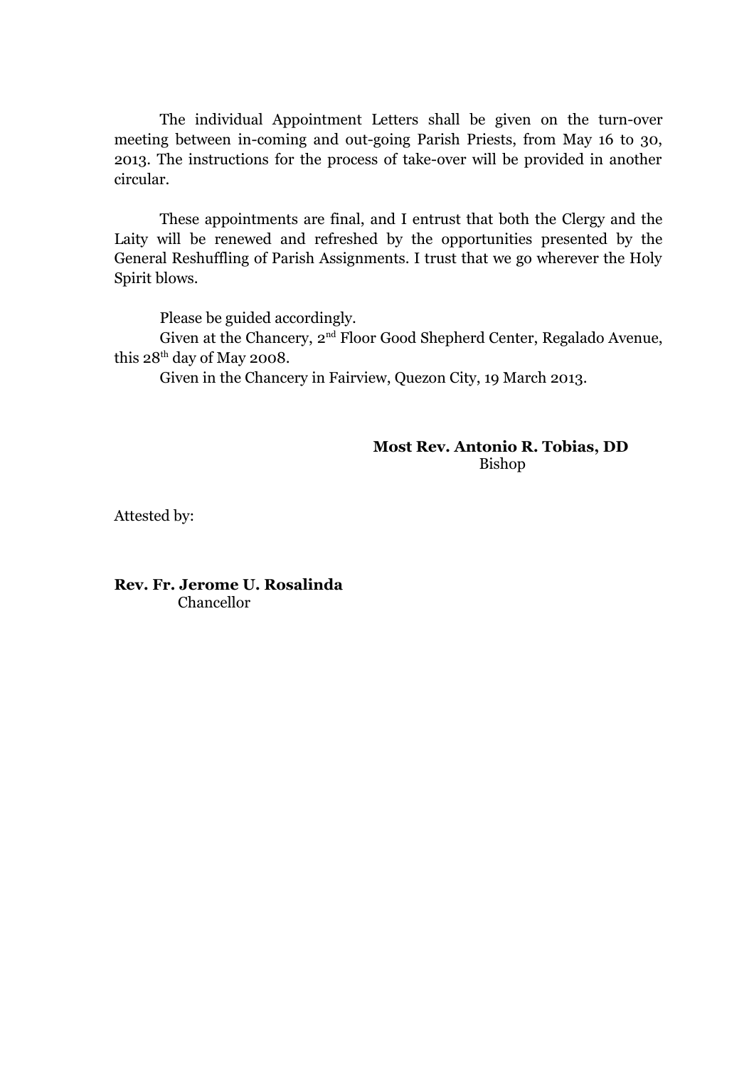The individual Appointment Letters shall be given on the turn-over meeting between in-coming and out-going Parish Priests, from May 16 to 30, 2013. The instructions for the process of take-over will be provided in another circular.

These appointments are final, and I entrust that both the Clergy and the Laity will be renewed and refreshed by the opportunities presented by the General Reshuffling of Parish Assignments. I trust that we go wherever the Holy Spirit blows.

Please be guided accordingly.

Given at the Chancery, 2nd Floor Good Shepherd Center, Regalado Avenue, this 28th day of May 2008.

Given in the Chancery in Fairview, Quezon City, 19 March 2013.

**Most Rev. Antonio R. Tobias, DD**
Bishop

Attested by:

**Rev. Fr. Jerome U. Rosalinda**
Chancellor